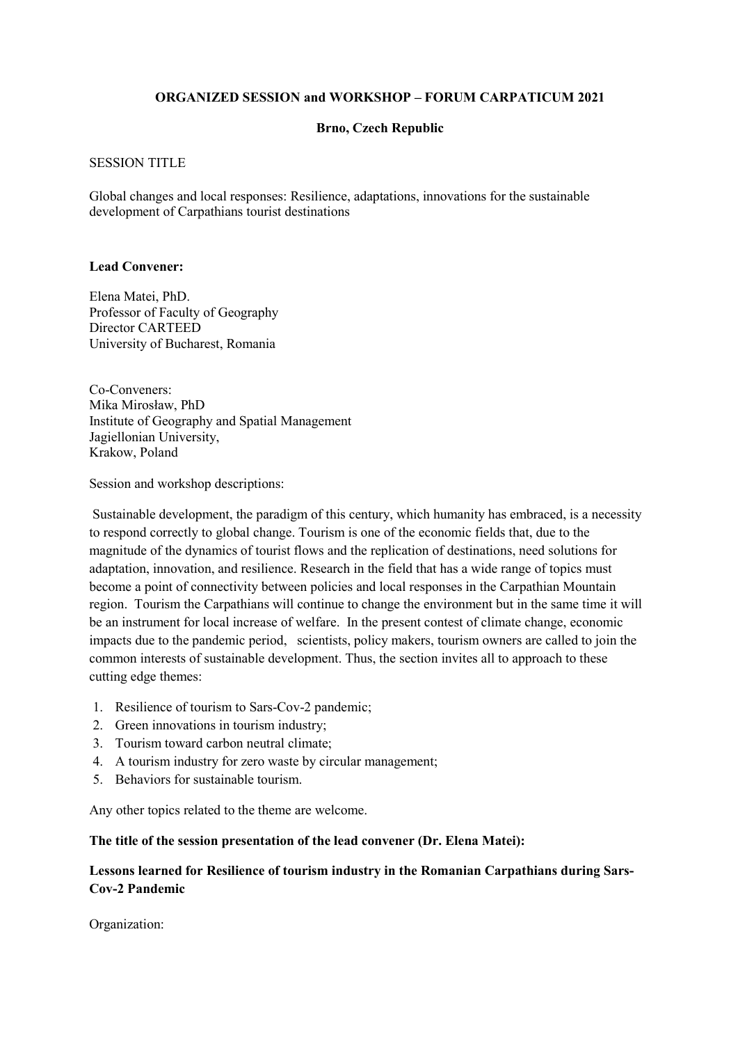**ORGANIZED SESSION and WORKSHOP – FORUM CARPATICUM 2021**

**Brno, Czech Republic**

SESSION TITLE

Global changes and local responses: Resilience, adaptations, innovations for the sustainable development of Carpathians tourist destinations

**Lead Convener:**

Elena Matei, PhD.
Professor of Faculty of Geography
Director CARTEED
University of Bucharest, Romania

Co-Conveners:
Mika Mirosław, PhD
Institute of Geography and Spatial Management
Jagiellonian University,
Krakow, Poland

Session and workshop descriptions:

Sustainable development, the paradigm of this century, which humanity has embraced, is a necessity to respond correctly to global change. Tourism is one of the economic fields that, due to the magnitude of the dynamics of tourist flows and the replication of destinations, need solutions for adaptation, innovation, and resilience. Research in the field that has a wide range of topics must become a point of connectivity between policies and local responses in the Carpathian Mountain region. Tourism the Carpathians will continue to change the environment but in the same time it will be an instrument for local increase of welfare. In the present contest of climate change, economic impacts due to the pandemic period, scientists, policy makers, tourism owners are called to join the common interests of sustainable development. Thus, the section invites all to approach to these cutting edge themes:

1. Resilience of tourism to Sars-Cov-2 pandemic;
2. Green innovations in tourism industry;
3. Tourism toward carbon neutral climate;
4. A tourism industry for zero waste by circular management;
5. Behaviors for sustainable tourism.

Any other topics related to the theme are welcome.

**The title of the session presentation of the lead convener (Dr. Elena Matei):**

**Lessons learned for Resilience of tourism industry in the Romanian Carpathians during Sars-Cov-2 Pandemic**

Organization: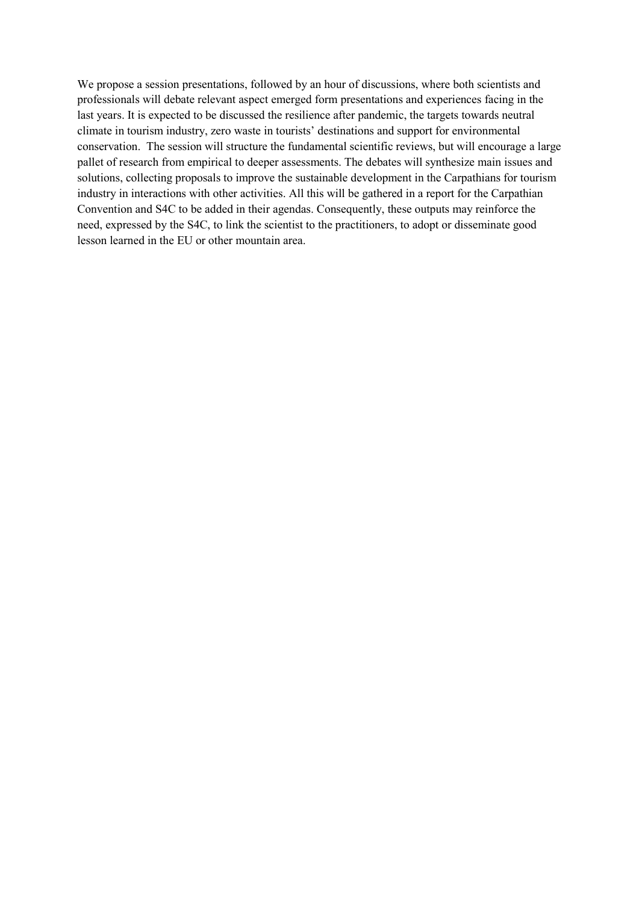We propose a session presentations, followed by an hour of discussions, where both scientists and professionals will debate relevant aspect emerged form presentations and experiences facing in the last years. It is expected to be discussed the resilience after pandemic, the targets towards neutral climate in tourism industry, zero waste in tourists' destinations and support for environmental conservation. The session will structure the fundamental scientific reviews, but will encourage a large pallet of research from empirical to deeper assessments. The debates will synthesize main issues and solutions, collecting proposals to improve the sustainable development in the Carpathians for tourism industry in interactions with other activities. All this will be gathered in a report for the Carpathian Convention and S4C to be added in their agendas. Consequently, these outputs may reinforce the need, expressed by the S4C, to link the scientist to the practitioners, to adopt or disseminate good lesson learned in the EU or other mountain area.